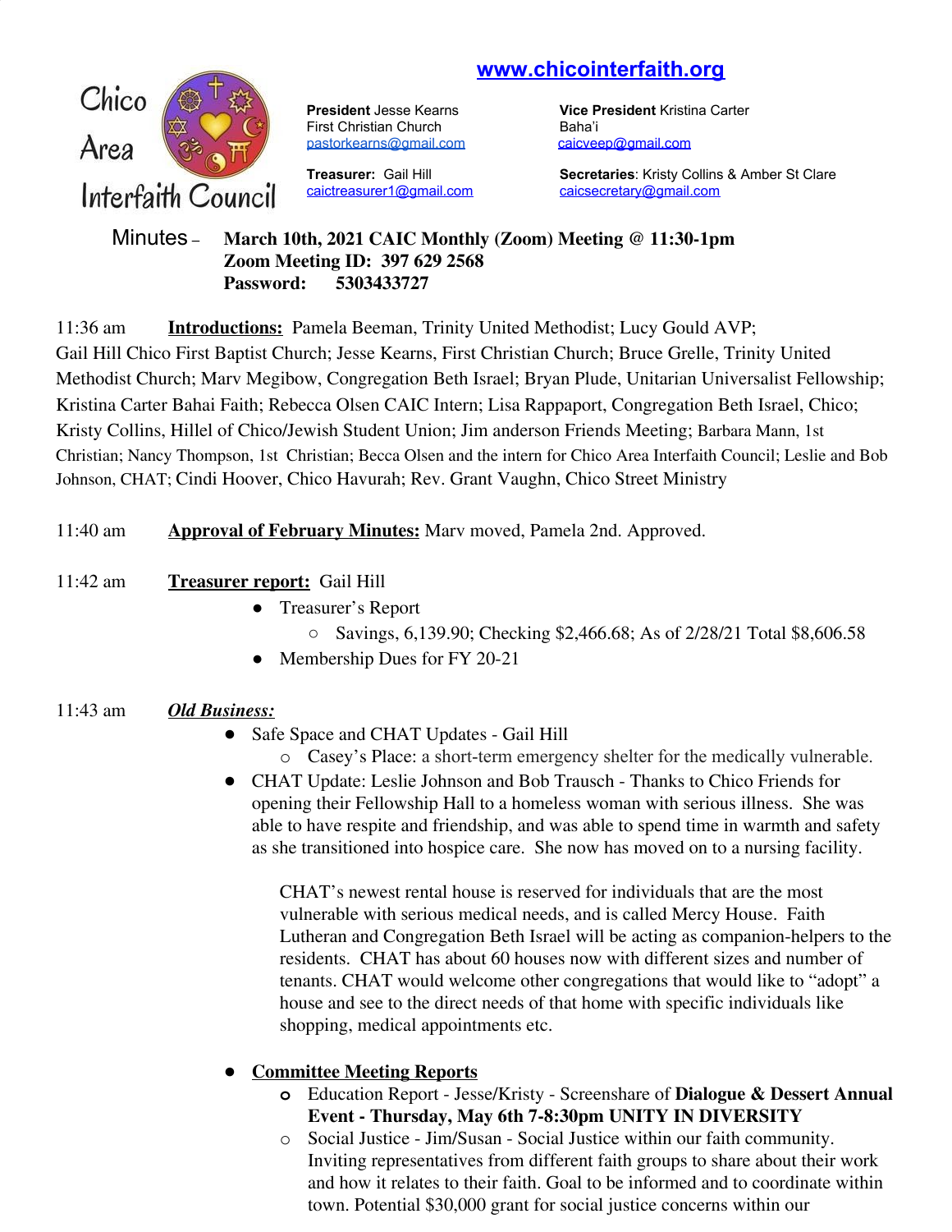www.chicointerfaith.org

Chico Area Interfaith Council

**President** Jesse Kearns
First Christian Church
pastorkearns@gmail.com

**Vice President** Kristina Carter
Baha'i
caicveep@gmail.com

**Treasurer:** Gail Hill
caictreasurer1@gmail.com

**Secretaries**: Kristy Collins & Amber St Clare
caicsecretary@gmail.com

Minutes – **March 10th, 2021 CAIC Monthly (Zoom) Meeting @ 11:30-1pm**
**Zoom Meeting ID: 397 629 2568**
**Password: 5303433727**

11:36 am **Introductions:** Pamela Beeman, Trinity United Methodist; Lucy Gould AVP; Gail Hill Chico First Baptist Church; Jesse Kearns, First Christian Church; Bruce Grelle, Trinity United Methodist Church; Marv Megibow, Congregation Beth Israel; Bryan Plude, Unitarian Universalist Fellowship; Kristina Carter Bahai Faith; Rebecca Olsen CAIC Intern; Lisa Rappaport, Congregation Beth Israel, Chico; Kristy Collins, Hillel of Chico/Jewish Student Union; Jim anderson Friends Meeting; Barbara Mann, 1st Christian; Nancy Thompson, 1st Christian; Becca Olsen and the intern for Chico Area Interfaith Council; Leslie and Bob Johnson, CHAT; Cindi Hoover, Chico Havurah; Rev. Grant Vaughn, Chico Street Ministry

11:40 am **Approval of February Minutes:** Marv moved, Pamela 2nd. Approved.

11:42 am **Treasurer report:** Gail Hill

- Treasurer's Report
  - Savings, 6,139.90; Checking $2,466.68; As of 2/28/21 Total $8,606.58
- Membership Dues for FY 20-21

11:43 am ***Old Business:***

- Safe Space and CHAT Updates - Gail Hill
  - Casey's Place: a short-term emergency shelter for the medically vulnerable.
- CHAT Update: Leslie Johnson and Bob Trausch - Thanks to Chico Friends for opening their Fellowship Hall to a homeless woman with serious illness. She was able to have respite and friendship, and was able to spend time in warmth and safety as she transitioned into hospice care. She now has moved on to a nursing facility.

  CHAT's newest rental house is reserved for individuals that are the most vulnerable with serious medical needs, and is called Mercy House. Faith Lutheran and Congregation Beth Israel will be acting as companion-helpers to the residents. CHAT has about 60 houses now with different sizes and number of tenants. CHAT would welcome other congregations that would like to "adopt" a house and see to the direct needs of that home with specific individuals like shopping, medical appointments etc.

- **Committee Meeting Reports**
  - Education Report - Jesse/Kristy - Screenshare of **Dialogue & Dessert Annual Event - Thursday, May 6th 7-8:30pm UNITY IN DIVERSITY**
  - Social Justice - Jim/Susan - Social Justice within our faith community. Inviting representatives from different faith groups to share about their work and how it relates to their faith. Goal to be informed and to coordinate within town. Potential $30,000 grant for social justice concerns within our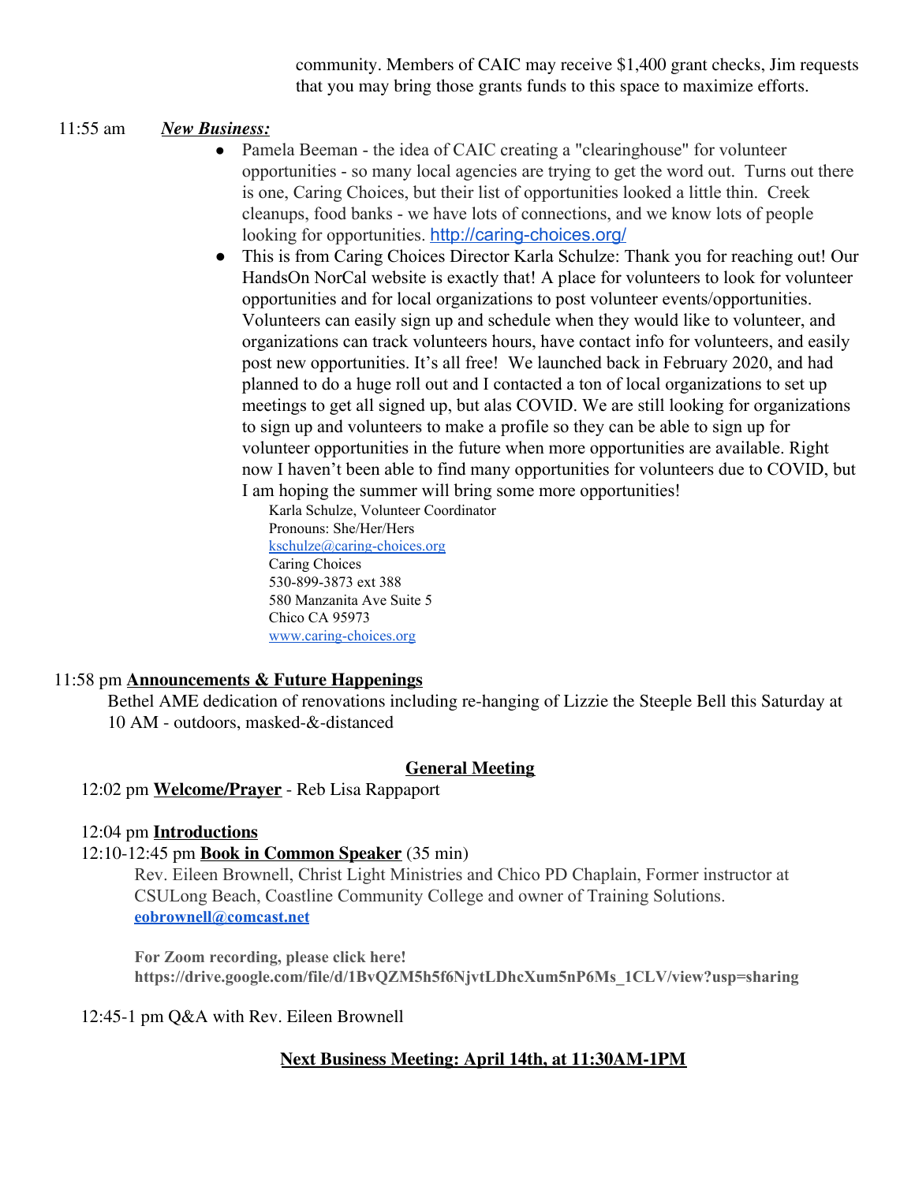community. Members of CAIC may receive $1,400 grant checks, Jim requests that you may bring those grants funds to this space to maximize efforts.

11:55 am ***New Business:***

- Pamela Beeman - the idea of CAIC creating a "clearinghouse" for volunteer opportunities - so many local agencies are trying to get the word out. Turns out there is one, Caring Choices, but their list of opportunities looked a little thin. Creek cleanups, food banks - we have lots of connections, and we know lots of people looking for opportunities. http://caring-choices.org/
- This is from Caring Choices Director Karla Schulze: Thank you for reaching out! Our HandsOn NorCal website is exactly that! A place for volunteers to look for volunteer opportunities and for local organizations to post volunteer events/opportunities. Volunteers can easily sign up and schedule when they would like to volunteer, and organizations can track volunteers hours, have contact info for volunteers, and easily post new opportunities. It's all free! We launched back in February 2020, and had planned to do a huge roll out and I contacted a ton of local organizations to set up meetings to get all signed up, but alas COVID. We are still looking for organizations to sign up and volunteers to make a profile so they can be able to sign up for volunteer opportunities in the future when more opportunities are available. Right now I haven't been able to find many opportunities for volunteers due to COVID, but I am hoping the summer will bring some more opportunities!

  Karla Schulze, Volunteer Coordinator
  Pronouns: She/Her/Hers
  kschulze@caring-choices.org
  Caring Choices
  530-899-3873 ext 388
  580 Manzanita Ave Suite 5
  Chico CA 95973
  www.caring-choices.org

11:58 pm **Announcements & Future Happenings**

Bethel AME dedication of renovations including re-hanging of Lizzie the Steeple Bell this Saturday at 10 AM - outdoors, masked-&-distanced

## General Meeting

12:02 pm **Welcome/Prayer** - Reb Lisa Rappaport

12:04 pm **Introductions**

12:10-12:45 pm **Book in Common Speaker** (35 min)

Rev. Eileen Brownell, Christ Light Ministries and Chico PD Chaplain, Former instructor at CSULong Beach, Coastline Community College and owner of Training Solutions.
**eobrownell@comcast.net**

**For Zoom recording, please click here!**
**https://drive.google.com/file/d/1BvQZM5h5f6NjvtLDhcXum5nP6Ms_1CLV/view?usp=sharing**

12:45-1 pm Q&A with Rev. Eileen Brownell

**Next Business Meeting: April 14th, at 11:30AM-1PM**